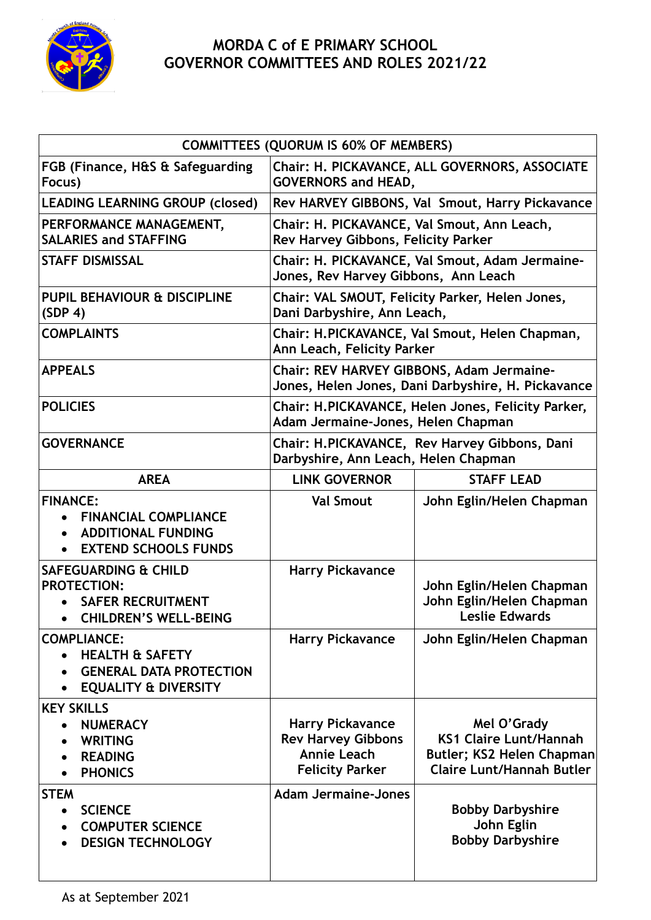# MORDA C of E PRIMARY SCHOOL
# GOVERNOR COMMITTEES AND ROLES 2021/22

| COMMITTEES (QUORUM IS 60% OF MEMBERS) | | |
|---|---|---|
| FGB (Finance, H&S & Safeguarding Focus) | Chair: H. PICKAVANCE, ALL GOVERNORS, ASSOCIATE GOVERNORS and HEAD, | |
| LEADING LEARNING GROUP (closed) | Rev HARVEY GIBBONS, Val Smout, Harry Pickavance | |
| PERFORMANCE MANAGEMENT, SALARIES and STAFFING | Chair: H. PICKAVANCE, Val Smout, Ann Leach, Rev Harvey Gibbons, Felicity Parker | |
| STAFF DISMISSAL | Chair: H. PICKAVANCE, Val Smout, Adam Jermaine-Jones, Rev Harvey Gibbons, Ann Leach | |
| PUPIL BEHAVIOUR & DISCIPLINE (SDP 4) | Chair: VAL SMOUT, Felicity Parker, Helen Jones, Dani Darbyshire, Ann Leach, | |
| COMPLAINTS | Chair: H.PICKAVANCE, Val Smout, Helen Chapman, Ann Leach, Felicity Parker | |
| APPEALS | Chair: REV HARVEY GIBBONS, Adam Jermaine-Jones, Helen Jones, Dani Darbyshire, H. Pickavance | |
| POLICIES | Chair: H.PICKAVANCE, Helen Jones, Felicity Parker, Adam Jermaine-Jones, Helen Chapman | |
| GOVERNANCE | Chair: H.PICKAVANCE, Rev Harvey Gibbons, Dani Darbyshire, Ann Leach, Helen Chapman | |
| **AREA** | **LINK GOVERNOR** | **STAFF LEAD** |
| FINANCE:<br>• FINANCIAL COMPLIANCE<br>• ADDITIONAL FUNDING<br>• EXTEND SCHOOLS FUNDS | Val Smout | John Eglin/Helen Chapman |
| SAFEGUARDING & CHILD PROTECTION:<br>• SAFER RECRUITMENT<br>• CHILDREN'S WELL-BEING | Harry Pickavance | John Eglin/Helen Chapman<br>John Eglin/Helen Chapman<br>Leslie Edwards |
| COMPLIANCE:<br>• HEALTH & SAFETY<br>• GENERAL DATA PROTECTION<br>• EQUALITY & DIVERSITY | Harry Pickavance | John Eglin/Helen Chapman |
| KEY SKILLS<br>• NUMERACY<br>• WRITING<br>• READING<br>• PHONICS | Harry Pickavance<br>Rev Harvey Gibbons<br>Annie Leach<br>Felicity Parker | Mel O'Grady<br>KS1 Claire Lunt/Hannah Butler; KS2 Helen Chapman<br>Claire Lunt/Hannah Butler |
| STEM<br>• SCIENCE<br>• COMPUTER SCIENCE<br>• DESIGN TECHNOLOGY | Adam Jermaine-Jones | Bobby Darbyshire<br>John Eglin<br>Bobby Darbyshire |

As at September 2021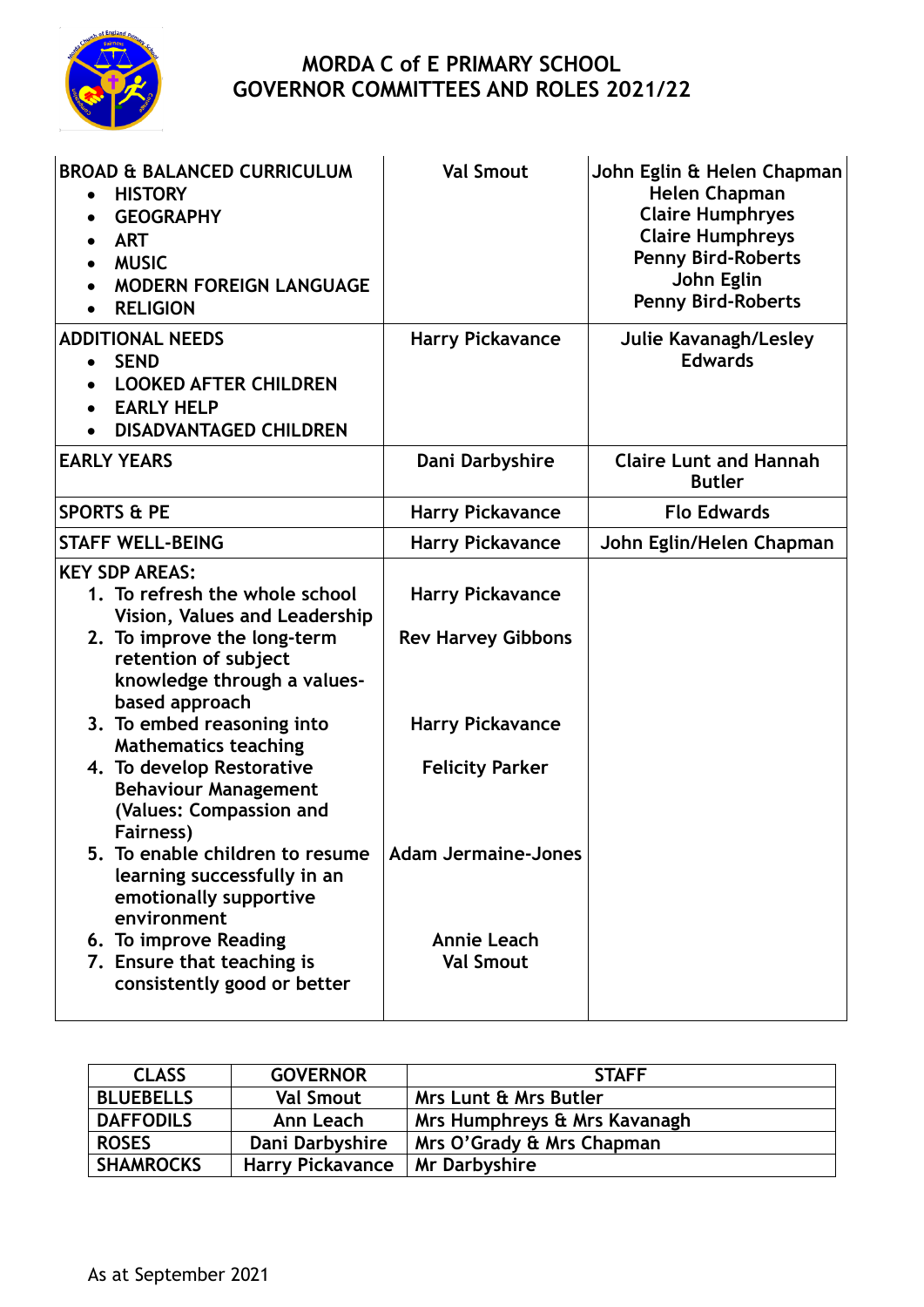# MORDA C of E PRIMARY SCHOOL
# GOVERNOR COMMITTEES AND ROLES 2021/22

| | | |
|---|---|---|
| **BROAD & BALANCED CURRICULUM**<br>• HISTORY<br>• GEOGRAPHY<br>• ART<br>• MUSIC<br>• MODERN FOREIGN LANGUAGE<br>• RELIGION | Val Smout | John Eglin & Helen Chapman<br>Helen Chapman<br>Claire Humphryes<br>Claire Humphreys<br>Penny Bird-Roberts<br>John Eglin<br>Penny Bird-Roberts |
| **ADDITIONAL NEEDS**<br>• SEND<br>• LOOKED AFTER CHILDREN<br>• EARLY HELP<br>• DISADVANTAGED CHILDREN | Harry Pickavance | Julie Kavanagh/Lesley Edwards |
| **EARLY YEARS** | Dani Darbyshire | Claire Lunt and Hannah Butler |
| **SPORTS & PE** | Harry Pickavance | Flo Edwards |
| **STAFF WELL-BEING** | Harry Pickavance | John Eglin/Helen Chapman |
| **KEY SDP AREAS:**<br>1. To refresh the whole school Vision, Values and Leadership<br>2. To improve the long-term retention of subject knowledge through a values-based approach<br>3. To embed reasoning into Mathematics teaching<br>4. To develop Restorative Behaviour Management (Values: Compassion and Fairness)<br>5. To enable children to resume learning successfully in an emotionally supportive environment<br>6. To improve Reading<br>7. Ensure that teaching is consistently good or better | <br>Harry Pickavance<br>Rev Harvey Gibbons<br>Harry Pickavance<br>Felicity Parker<br>Adam Jermaine-Jones<br>Annie Leach<br>Val Smout | |

| CLASS | GOVERNOR | STAFF |
|---|---|---|
| BLUEBELLS | Val Smout | Mrs Lunt & Mrs Butler |
| DAFFODILS | Ann Leach | Mrs Humphreys & Mrs Kavanagh |
| ROSES | Dani Darbyshire | Mrs O'Grady & Mrs Chapman |
| SHAMROCKS | Harry Pickavance | Mr Darbyshire |

As at September 2021